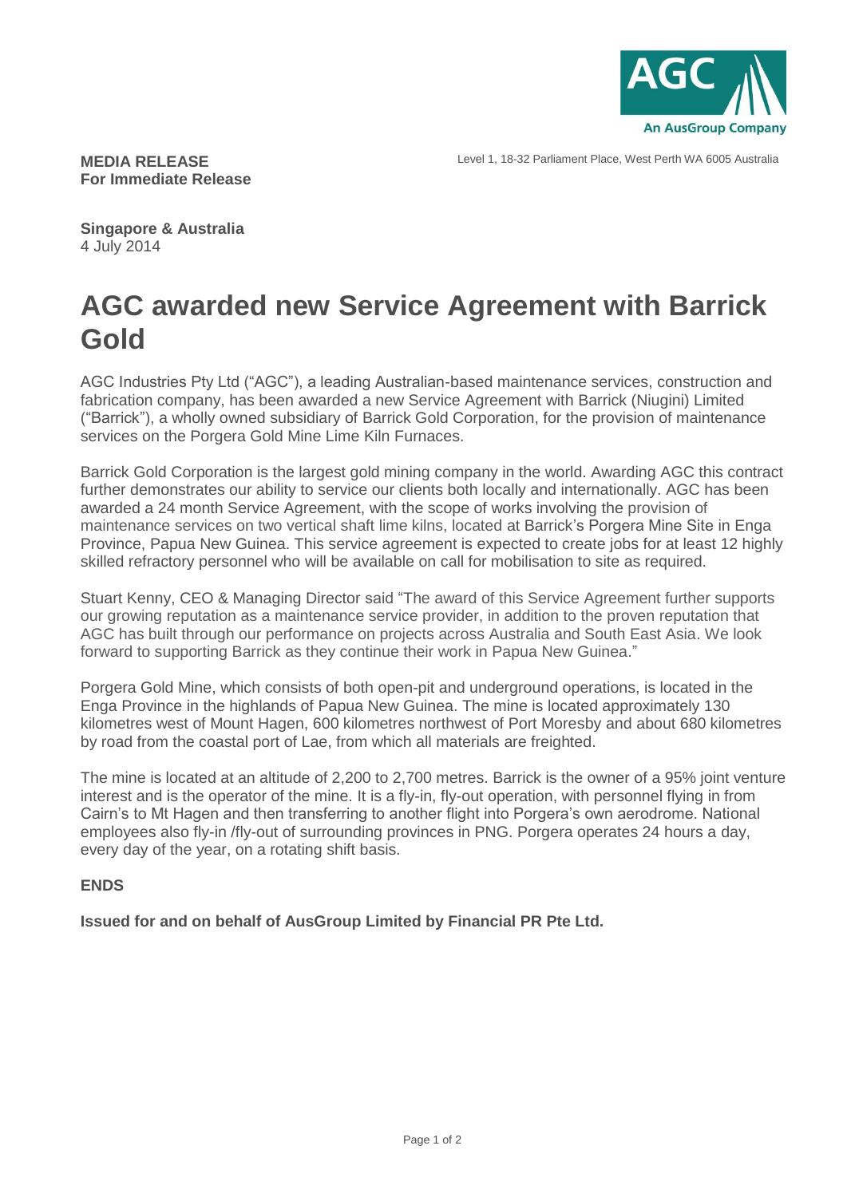AGC
An AusGroup Company

**MEDIA RELEASE**
**For Immediate Release**

Level 1, 18-32 Parliament Place, West Perth WA 6005 Australia

**Singapore & Australia**
4 July 2014

# AGC awarded new Service Agreement with Barrick Gold

AGC Industries Pty Ltd ("AGC"), a leading Australian-based maintenance services, construction and fabrication company, has been awarded a new Service Agreement with Barrick (Niugini) Limited ("Barrick"), a wholly owned subsidiary of Barrick Gold Corporation, for the provision of maintenance services on the Porgera Gold Mine Lime Kiln Furnaces.

Barrick Gold Corporation is the largest gold mining company in the world. Awarding AGC this contract further demonstrates our ability to service our clients both locally and internationally. AGC has been awarded a 24 month Service Agreement, with the scope of works involving the provision of maintenance services on two vertical shaft lime kilns, located at Barrick's Porgera Mine Site in Enga Province, Papua New Guinea. This service agreement is expected to create jobs for at least 12 highly skilled refractory personnel who will be available on call for mobilisation to site as required.

Stuart Kenny, CEO & Managing Director said "The award of this Service Agreement further supports our growing reputation as a maintenance service provider, in addition to the proven reputation that AGC has built through our performance on projects across Australia and South East Asia. We look forward to supporting Barrick as they continue their work in Papua New Guinea."

Porgera Gold Mine, which consists of both open-pit and underground operations, is located in the Enga Province in the highlands of Papua New Guinea. The mine is located approximately 130 kilometres west of Mount Hagen, 600 kilometres northwest of Port Moresby and about 680 kilometres by road from the coastal port of Lae, from which all materials are freighted.

The mine is located at an altitude of 2,200 to 2,700 metres. Barrick is the owner of a 95% joint venture interest and is the operator of the mine. It is a fly-in, fly-out operation, with personnel flying in from Cairn's to Mt Hagen and then transferring to another flight into Porgera's own aerodrome. National employees also fly-in /fly-out of surrounding provinces in PNG. Porgera operates 24 hours a day, every day of the year, on a rotating shift basis.

**ENDS**

**Issued for and on behalf of AusGroup Limited by Financial PR Pte Ltd.**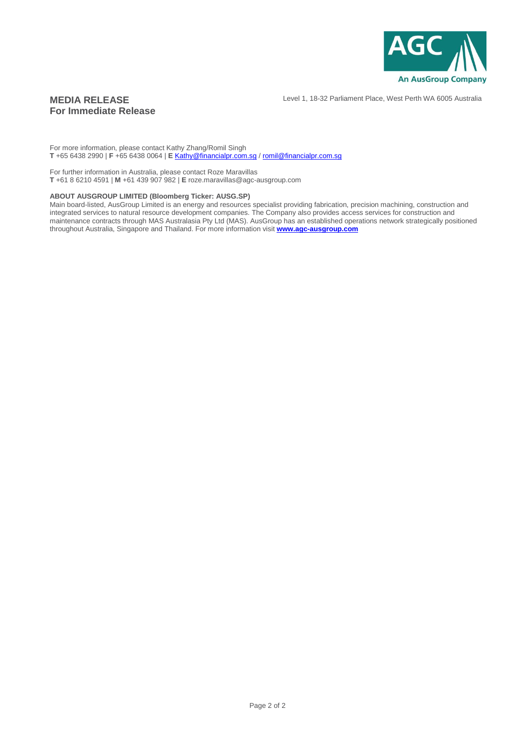**MEDIA RELEASE**
**For Immediate Release**

Level 1, 18-32 Parliament Place, West Perth WA 6005 Australia

For more information, please contact Kathy Zhang/Romil Singh
**T** +65 6438 2990 | **F** +65 6438 0064 | **E** Kathy@financialpr.com.sg / romil@financialpr.com.sg

For further information in Australia, please contact Roze Maravillas
**T** +61 8 6210 4591 | **M** +61 439 907 982 | **E** roze.maravillas@agc-ausgroup.com

**ABOUT AUSGROUP LIMITED (Bloomberg Ticker: AUSG.SP)**
Main board-listed, AusGroup Limited is an energy and resources specialist providing fabrication, precision machining, construction and integrated services to natural resource development companies. The Company also provides access services for construction and maintenance contracts through MAS Australasia Pty Ltd (MAS). AusGroup has an established operations network strategically positioned throughout Australia, Singapore and Thailand. For more information visit **www.agc-ausgroup.com**